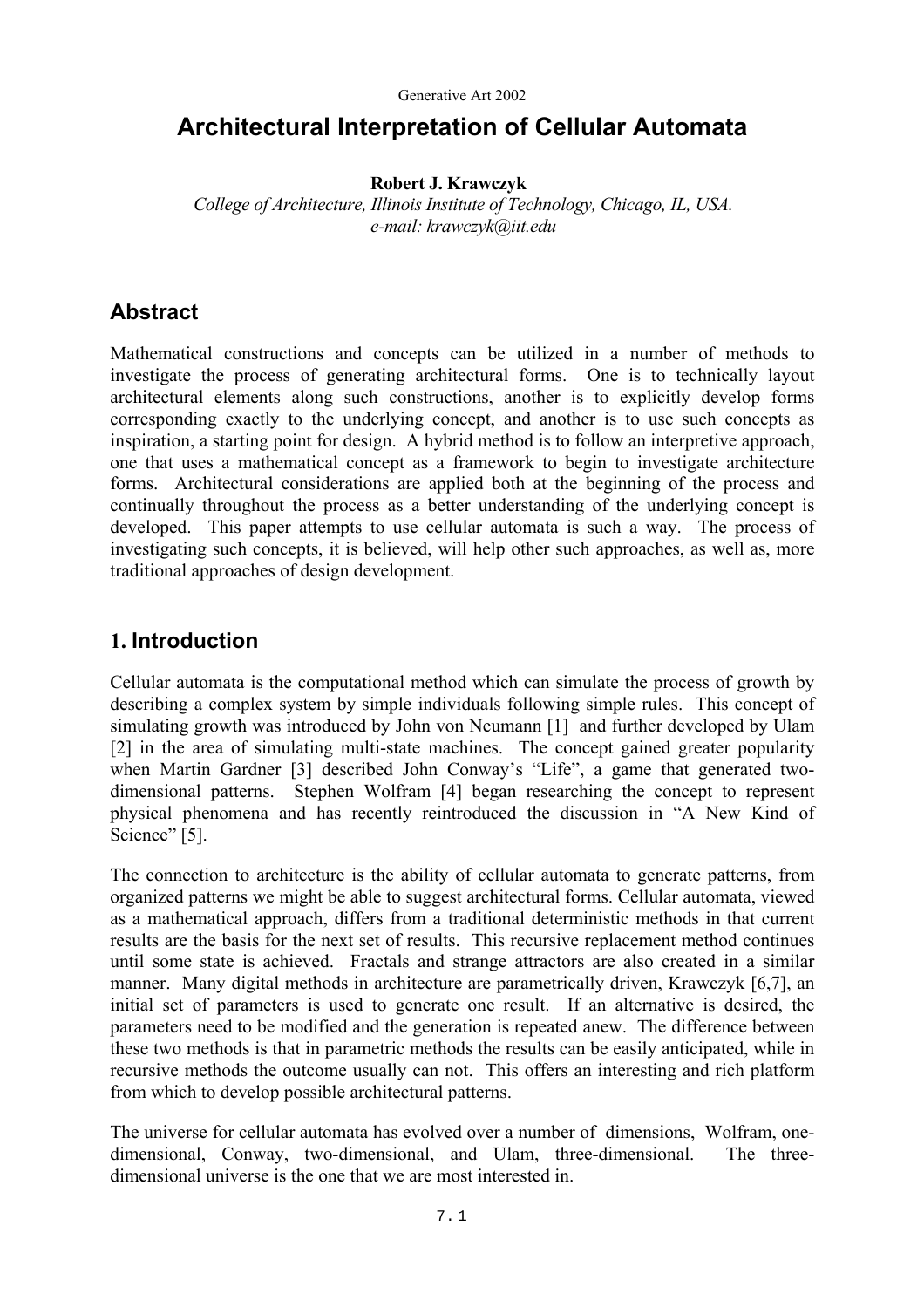Generative Art 2002

# Architectural Interpretation of Cellular Automata

**Robert J. Krawczyk**
*College of Architecture, Illinois Institute of Technology, Chicago, IL, USA.*
*e-mail: krawczyk@iit.edu*

## Abstract

Mathematical constructions and concepts can be utilized in a number of methods to investigate the process of generating architectural forms. One is to technically layout architectural elements along such constructions, another is to explicitly develop forms corresponding exactly to the underlying concept, and another is to use such concepts as inspiration, a starting point for design. A hybrid method is to follow an interpretive approach, one that uses a mathematical concept as a framework to begin to investigate architecture forms. Architectural considerations are applied both at the beginning of the process and continually throughout the process as a better understanding of the underlying concept is developed. This paper attempts to use cellular automata is such a way. The process of investigating such concepts, it is believed, will help other such approaches, as well as, more traditional approaches of design development.

## 1. Introduction

Cellular automata is the computational method which can simulate the process of growth by describing a complex system by simple individuals following simple rules. This concept of simulating growth was introduced by John von Neumann [1] and further developed by Ulam [2] in the area of simulating multi-state machines. The concept gained greater popularity when Martin Gardner [3] described John Conway's "Life", a game that generated two-dimensional patterns. Stephen Wolfram [4] began researching the concept to represent physical phenomena and has recently reintroduced the discussion in "A New Kind of Science" [5].

The connection to architecture is the ability of cellular automata to generate patterns, from organized patterns we might be able to suggest architectural forms. Cellular automata, viewed as a mathematical approach, differs from a traditional deterministic methods in that current results are the basis for the next set of results. This recursive replacement method continues until some state is achieved. Fractals and strange attractors are also created in a similar manner. Many digital methods in architecture are parametrically driven, Krawczyk [6,7], an initial set of parameters is used to generate one result. If an alternative is desired, the parameters need to be modified and the generation is repeated anew. The difference between these two methods is that in parametric methods the results can be easily anticipated, while in recursive methods the outcome usually can not. This offers an interesting and rich platform from which to develop possible architectural patterns.

The universe for cellular automata has evolved over a number of dimensions, Wolfram, one-dimensional, Conway, two-dimensional, and Ulam, three-dimensional. The three-dimensional universe is the one that we are most interested in.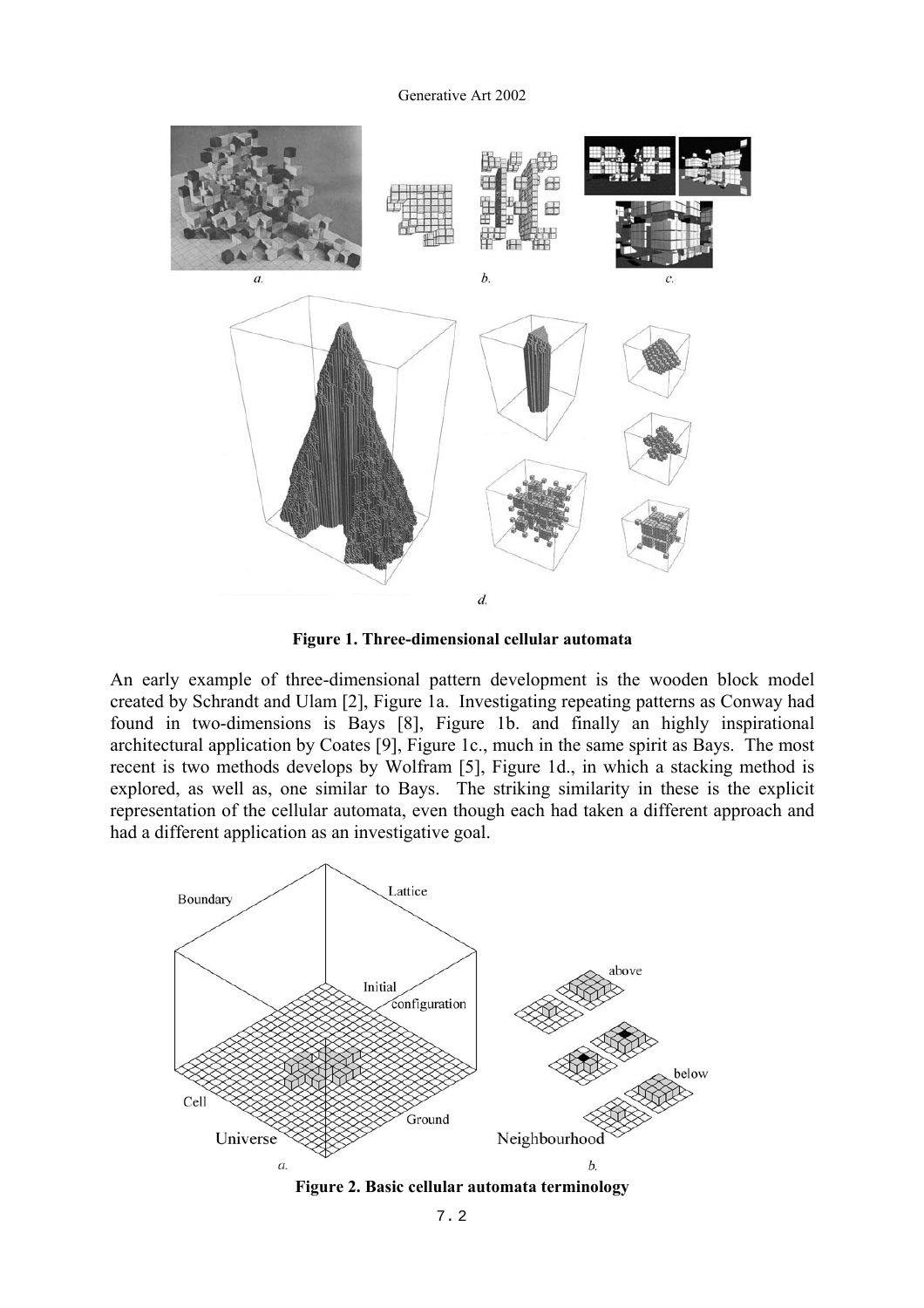**Figure 1. Three-dimensional cellular automata**

An early example of three-dimensional pattern development is the wooden block model created by Schrandt and Ulam [2], Figure 1a. Investigating repeating patterns as Conway had found in two-dimensions is Bays [8], Figure 1b. and finally an highly inspirational architectural application by Coates [9], Figure 1c., much in the same spirit as Bays. The most recent is two methods develops by Wolfram [5], Figure 1d., in which a stacking method is explored, as well as, one similar to Bays. The striking similarity in these is the explicit representation of the cellular automata, even though each had taken a different approach and had a different application as an investigative goal.

**Figure 2. Basic cellular automata terminology**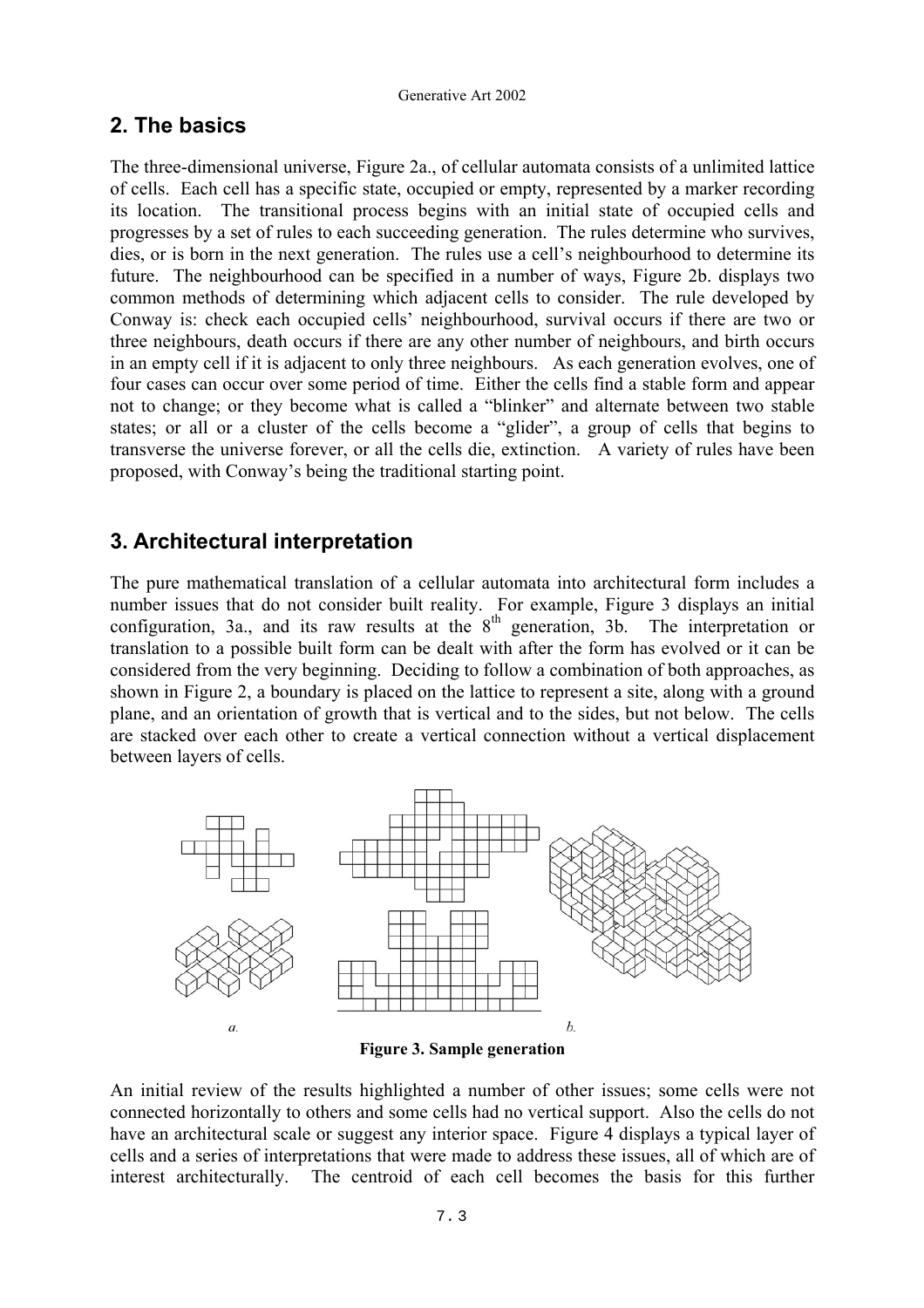## 2. The basics

The three-dimensional universe, Figure 2a., of cellular automata consists of a unlimited lattice of cells. Each cell has a specific state, occupied or empty, represented by a marker recording its location. The transitional process begins with an initial state of occupied cells and progresses by a set of rules to each succeeding generation. The rules determine who survives, dies, or is born in the next generation. The rules use a cell's neighbourhood to determine its future. The neighbourhood can be specified in a number of ways, Figure 2b. displays two common methods of determining which adjacent cells to consider. The rule developed by Conway is: check each occupied cells' neighbourhood, survival occurs if there are two or three neighbours, death occurs if there are any other number of neighbours, and birth occurs in an empty cell if it is adjacent to only three neighbours. As each generation evolves, one of four cases can occur over some period of time. Either the cells find a stable form and appear not to change; or they become what is called a "blinker" and alternate between two stable states; or all or a cluster of the cells become a "glider", a group of cells that begins to transverse the universe forever, or all the cells die, extinction. A variety of rules have been proposed, with Conway's being the traditional starting point.

## 3. Architectural interpretation

The pure mathematical translation of a cellular automata into architectural form includes a number issues that do not consider built reality. For example, Figure 3 displays an initial configuration, 3a., and its raw results at the 8th generation, 3b. The interpretation or translation to a possible built form can be dealt with after the form has evolved or it can be considered from the very beginning. Deciding to follow a combination of both approaches, as shown in Figure 2, a boundary is placed on the lattice to represent a site, along with a ground plane, and an orientation of growth that is vertical and to the sides, but not below. The cells are stacked over each other to create a vertical connection without a vertical displacement between layers of cells.

*a.* *b.*

**Figure 3. Sample generation**

An initial review of the results highlighted a number of other issues; some cells were not connected horizontally to others and some cells had no vertical support. Also the cells do not have an architectural scale or suggest any interior space. Figure 4 displays a typical layer of cells and a series of interpretations that were made to address these issues, all of which are of interest architecturally. The centroid of each cell becomes the basis for this further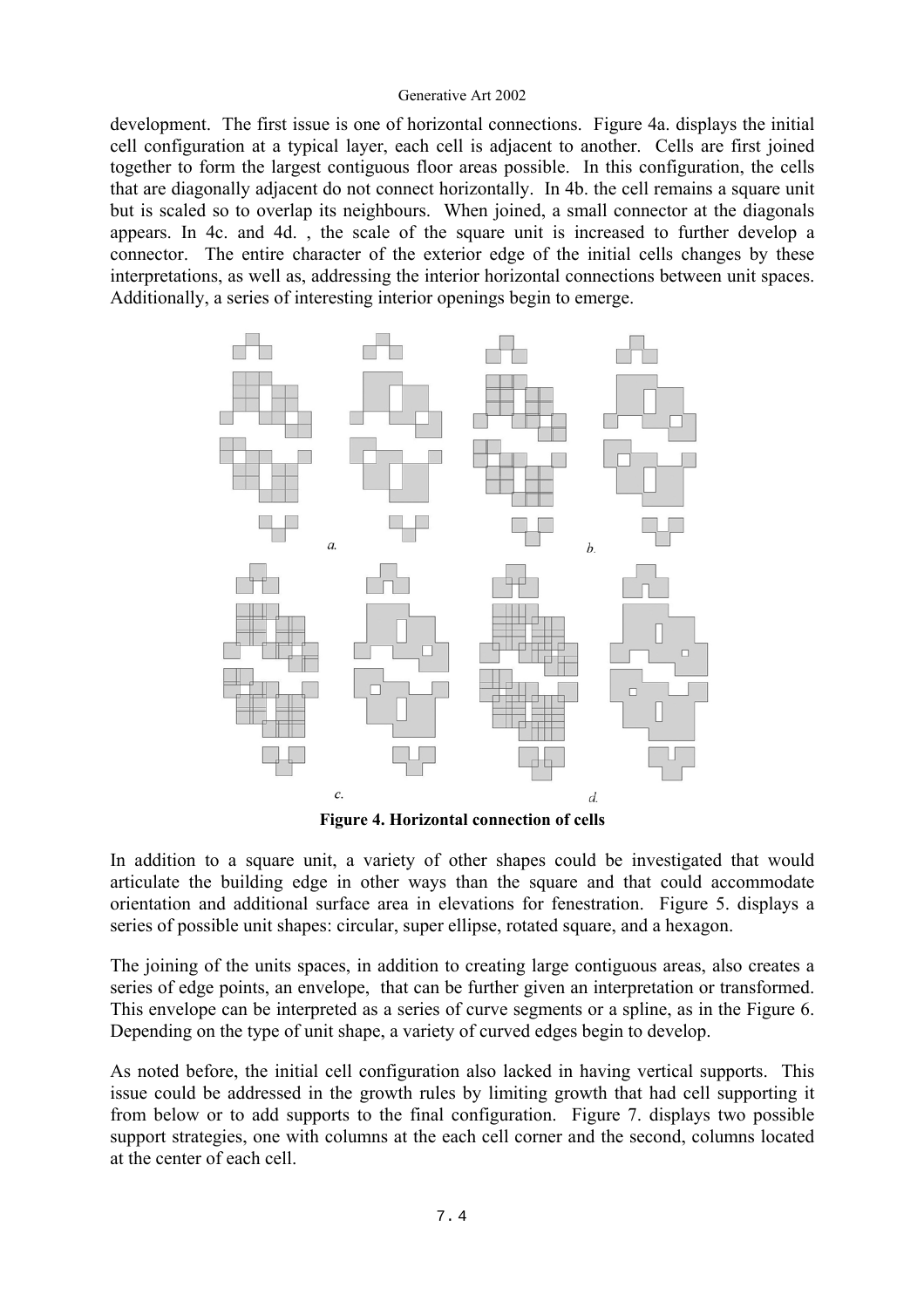development. The first issue is one of horizontal connections. Figure 4a. displays the initial cell configuration at a typical layer, each cell is adjacent to another. Cells are first joined together to form the largest contiguous floor areas possible. In this configuration, the cells that are diagonally adjacent do not connect horizontally. In 4b. the cell remains a square unit but is scaled so to overlap its neighbours. When joined, a small connector at the diagonals appears. In 4c. and 4d. , the scale of the square unit is increased to further develop a connector. The entire character of the exterior edge of the initial cells changes by these interpretations, as well as, addressing the interior horizontal connections between unit spaces. Additionally, a series of interesting interior openings begin to emerge.

**Figure 4. Horizontal connection of cells**

In addition to a square unit, a variety of other shapes could be investigated that would articulate the building edge in other ways than the square and that could accommodate orientation and additional surface area in elevations for fenestration. Figure 5. displays a series of possible unit shapes: circular, super ellipse, rotated square, and a hexagon.

The joining of the units spaces, in addition to creating large contiguous areas, also creates a series of edge points, an envelope, that can be further given an interpretation or transformed. This envelope can be interpreted as a series of curve segments or a spline, as in the Figure 6. Depending on the type of unit shape, a variety of curved edges begin to develop.

As noted before, the initial cell configuration also lacked in having vertical supports. This issue could be addressed in the growth rules by limiting growth that had cell supporting it from below or to add supports to the final configuration. Figure 7. displays two possible support strategies, one with columns at the each cell corner and the second, columns located at the center of each cell.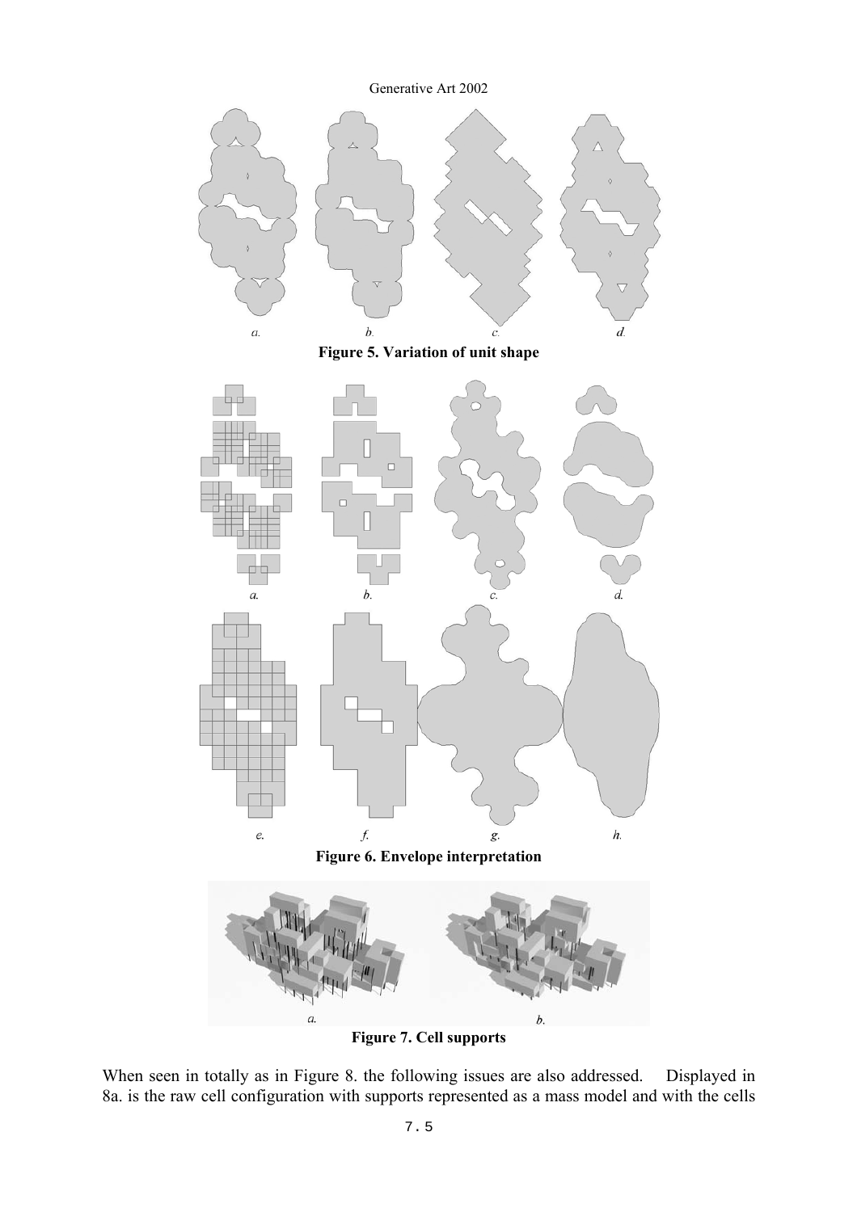*a.* *b.* *c.* *d.*

**Figure 5. Variation of unit shape**

*a.* *b.* *c.* *d.*

*e.* *f.* *g.* *h.*

**Figure 6. Envelope interpretation**

*a.* *b.*

**Figure 7. Cell supports**

When seen in totally as in Figure 8. the following issues are also addressed. Displayed in 8a. is the raw cell configuration with supports represented as a mass model and with the cells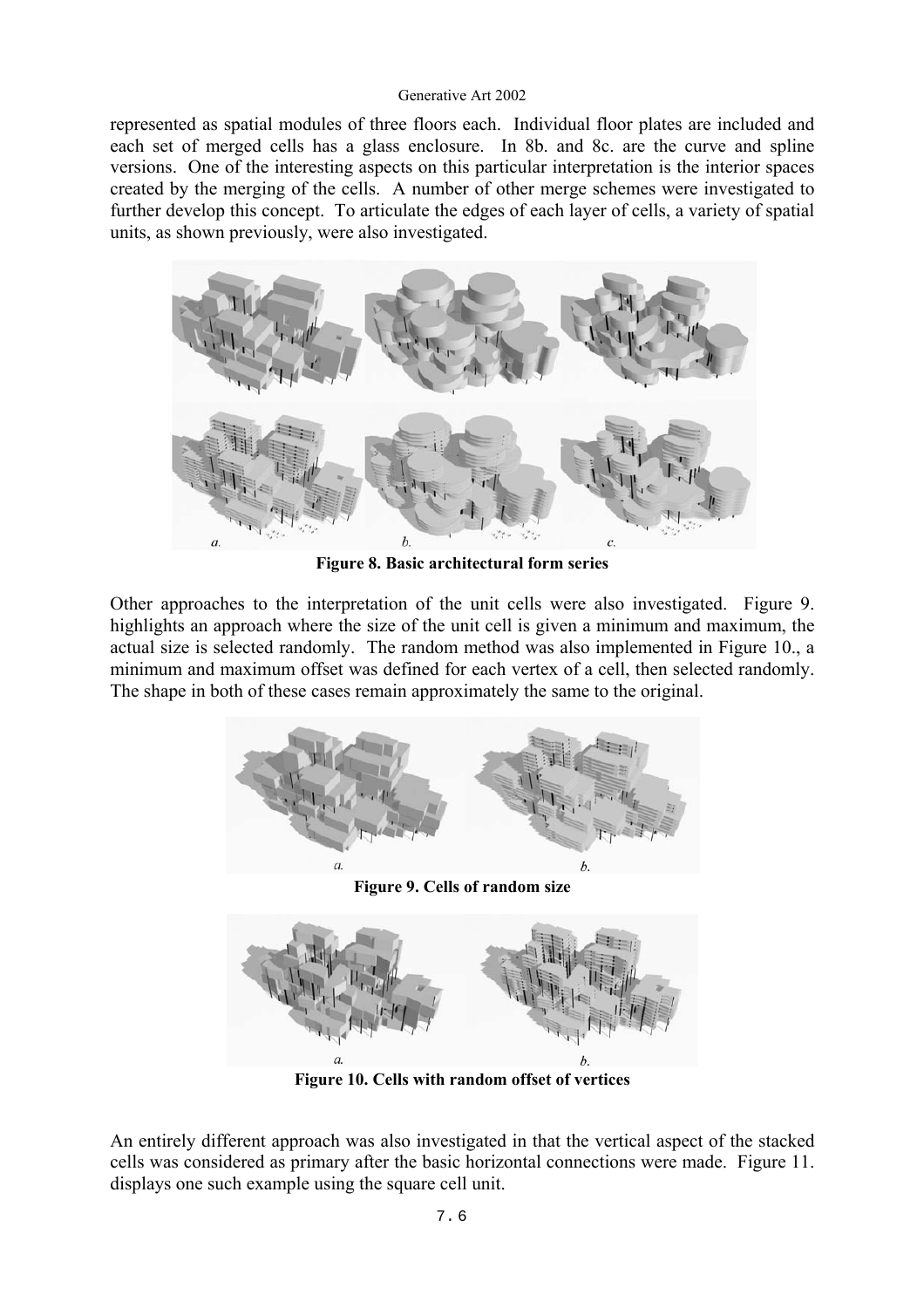represented as spatial modules of three floors each. Individual floor plates are included and each set of merged cells has a glass enclosure. In 8b. and 8c. are the curve and spline versions. One of the interesting aspects on this particular interpretation is the interior spaces created by the merging of the cells. A number of other merge schemes were investigated to further develop this concept. To articulate the edges of each layer of cells, a variety of spatial units, as shown previously, were also investigated.

**Figure 8. Basic architectural form series**

Other approaches to the interpretation of the unit cells were also investigated. Figure 9. highlights an approach where the size of the unit cell is given a minimum and maximum, the actual size is selected randomly. The random method was also implemented in Figure 10., a minimum and maximum offset was defined for each vertex of a cell, then selected randomly. The shape in both of these cases remain approximately the same to the original.

**Figure 9. Cells of random size**

**Figure 10. Cells with random offset of vertices**

An entirely different approach was also investigated in that the vertical aspect of the stacked cells was considered as primary after the basic horizontal connections were made. Figure 11. displays one such example using the square cell unit.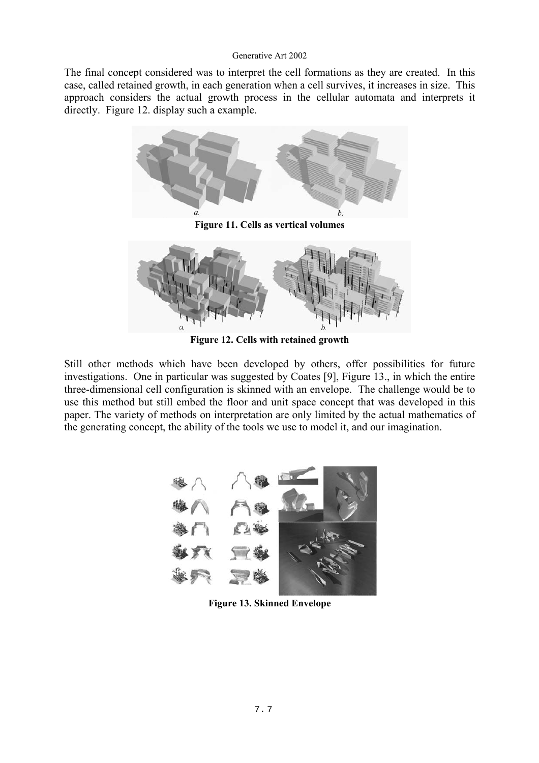The final concept considered was to interpret the cell formations as they are created. In this case, called retained growth, in each generation when a cell survives, it increases in size. This approach considers the actual growth process in the cellular automata and interprets it directly. Figure 12. display such a example.

**Figure 11. Cells as vertical volumes**

**Figure 12. Cells with retained growth**

Still other methods which have been developed by others, offer possibilities for future investigations. One in particular was suggested by Coates [9], Figure 13., in which the entire three-dimensional cell configuration is skinned with an envelope. The challenge would be to use this method but still embed the floor and unit space concept that was developed in this paper. The variety of methods on interpretation are only limited by the actual mathematics of the generating concept, the ability of the tools we use to model it, and our imagination.

**Figure 13. Skinned Envelope**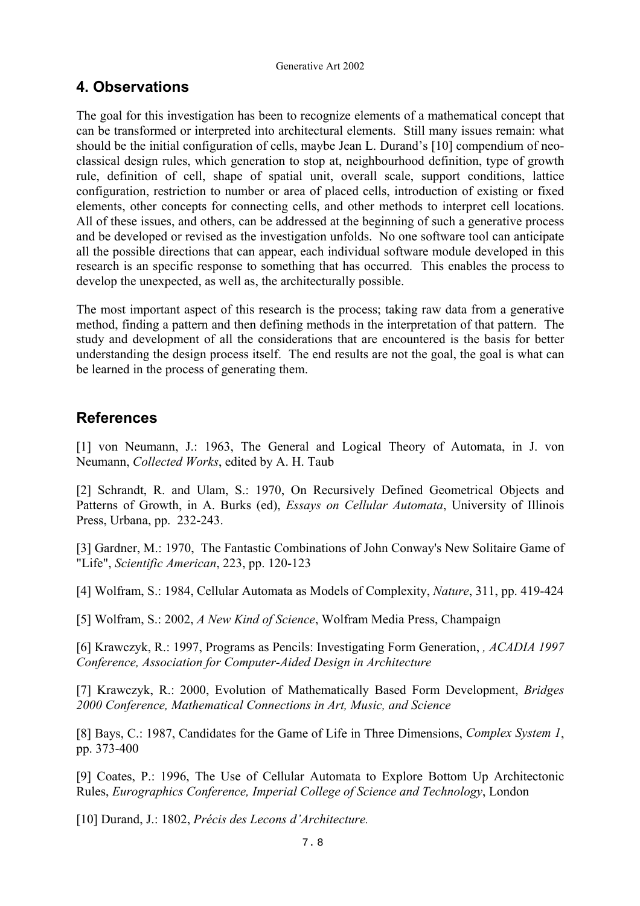## 4. Observations

The goal for this investigation has been to recognize elements of a mathematical concept that can be transformed or interpreted into architectural elements. Still many issues remain: what should be the initial configuration of cells, maybe Jean L. Durand's [10] compendium of neo-classical design rules, which generation to stop at, neighbourhood definition, type of growth rule, definition of cell, shape of spatial unit, overall scale, support conditions, lattice configuration, restriction to number or area of placed cells, introduction of existing or fixed elements, other concepts for connecting cells, and other methods to interpret cell locations. All of these issues, and others, can be addressed at the beginning of such a generative process and be developed or revised as the investigation unfolds. No one software tool can anticipate all the possible directions that can appear, each individual software module developed in this research is an specific response to something that has occurred. This enables the process to develop the unexpected, as well as, the architecturally possible.

The most important aspect of this research is the process; taking raw data from a generative method, finding a pattern and then defining methods in the interpretation of that pattern. The study and development of all the considerations that are encountered is the basis for better understanding the design process itself. The end results are not the goal, the goal is what can be learned in the process of generating them.

## References

[1] von Neumann, J.: 1963, The General and Logical Theory of Automata, in J. von Neumann, *Collected Works*, edited by A. H. Taub

[2] Schrandt, R. and Ulam, S.: 1970, On Recursively Defined Geometrical Objects and Patterns of Growth, in A. Burks (ed), *Essays on Cellular Automata*, University of Illinois Press, Urbana, pp. 232-243.

[3] Gardner, M.: 1970, The Fantastic Combinations of John Conway's New Solitaire Game of "Life", *Scientific American*, 223, pp. 120-123

[4] Wolfram, S.: 1984, Cellular Automata as Models of Complexity, *Nature*, 311, pp. 419-424

[5] Wolfram, S.: 2002, *A New Kind of Science*, Wolfram Media Press, Champaign

[6] Krawczyk, R.: 1997, Programs as Pencils: Investigating Form Generation, *, ACADIA 1997 Conference, Association for Computer-Aided Design in Architecture*

[7] Krawczyk, R.: 2000, Evolution of Mathematically Based Form Development, *Bridges 2000 Conference, Mathematical Connections in Art, Music, and Science*

[8] Bays, C.: 1987, Candidates for the Game of Life in Three Dimensions, *Complex System 1*, pp. 373-400

[9] Coates, P.: 1996, The Use of Cellular Automata to Explore Bottom Up Architectonic Rules, *Eurographics Conference, Imperial College of Science and Technology*, London

[10] Durand, J.: 1802, *Précis des Lecons d'Architecture.*